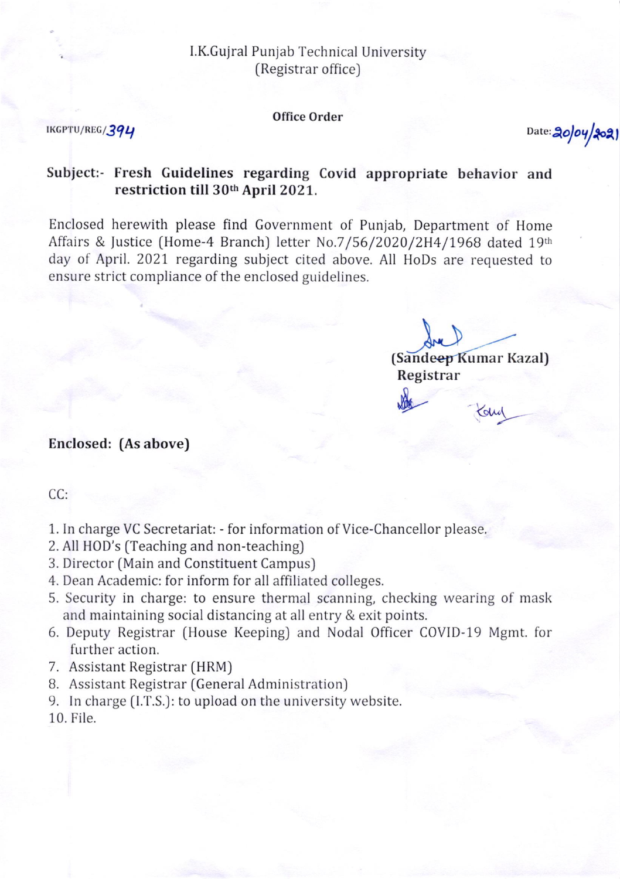I.K.Gujral Punjab Technical University
(Registrar office)

**Office Order**

IKGPTU/REG/394

Date: 20/04/2021

**Subject:- Fresh Guidelines regarding Covid appropriate behavior and restriction till 30th April 2021.**

Enclosed herewith please find Government of Punjab, Department of Home Affairs & Justice (Home-4 Branch) letter No.7/56/2020/2H4/1968 dated 19th day of April. 2021 regarding subject cited above. All HoDs are requested to ensure strict compliance of the enclosed guidelines.

**(Sandeep Kumar Kazal)**
**Registrar**

**Enclosed: (As above)**

CC:

1. In charge VC Secretariat: - for information of Vice-Chancellor please.
2. All HOD's (Teaching and non-teaching)
3. Director (Main and Constituent Campus)
4. Dean Academic: for inform for all affiliated colleges.
5. Security in charge: to ensure thermal scanning, checking wearing of mask and maintaining social distancing at all entry & exit points.
6. Deputy Registrar (House Keeping) and Nodal Officer COVID-19 Mgmt. for further action.
7. Assistant Registrar (HRM)
8. Assistant Registrar (General Administration)
9. In charge (I.T.S.): to upload on the university website.
10. File.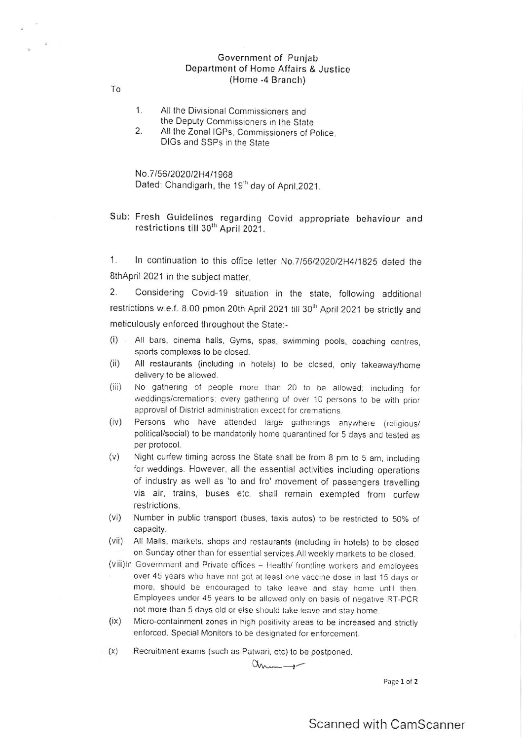Government of Punjab
Department of Home Affairs & Justice
(Home -4 Branch)

To

1. All the Divisional Commissioners and the Deputy Commissioners in the State
2. All the Zonal IGPs, Commissioners of Police, DIGs and SSPs in the State

No.7/56/2020/2H4/1968
Dated: Chandigarh, the 19th day of April,2021.

Sub: Fresh Guidelines regarding Covid appropriate behaviour and restrictions till 30th April 2021.

1. In continuation to this office letter No.7/56/2020/2H4/1825 dated the 8thApril 2021 in the subject matter.

2. Considering Covid-19 situation in the state, following additional restrictions w.e.f. 8.00 pmon 20th April 2021 till 30th April 2021 be strictly and meticulously enforced throughout the State:-

(i) All bars, cinema halls, Gyms, spas, swimming pools, coaching centres, sports complexes to be closed.

(ii) All restaurants (including in hotels) to be closed, only takeaway/home delivery to be allowed.

(iii) No gathering of people more than 20 to be allowed; including for weddings/cremations; every gathering of over 10 persons to be with prior approval of District administration except for cremations.

(iv) Persons who have attended large gatherings anywhere (religious/ political/social) to be mandatorily home quarantined for 5 days and tested as per protocol.

(v) Night curfew timing across the State shall be from 8 pm to 5 am, including for weddings. However, all the essential activities including operations of industry as well as 'to and fro' movement of passengers travelling via air, trains, buses etc. shall remain exempted from curfew restrictions.

(vi) Number in public transport (buses, taxis autos) to be restricted to 50% of capacity.

(vii) All Malls, markets, shops and restaurants (including in hotels) to be closed on Sunday other than for essential services.All weekly markets to be closed.

(viii) In Government and Private offices – Health/ frontline workers and employees over 45 years who have not got at least one vaccine dose in last 15 days or more, should be encouraged to take leave and stay home until then. Employees under 45 years to be allowed only on basis of negative RT-PCR not more than 5 days old or else should take leave and stay home.

(ix) Micro-containment zones in high positivity areas to be increased and strictly enforced. Special Monitors to be designated for enforcement.

(x) Recruitment exams (such as Patwari, etc) to be postponed.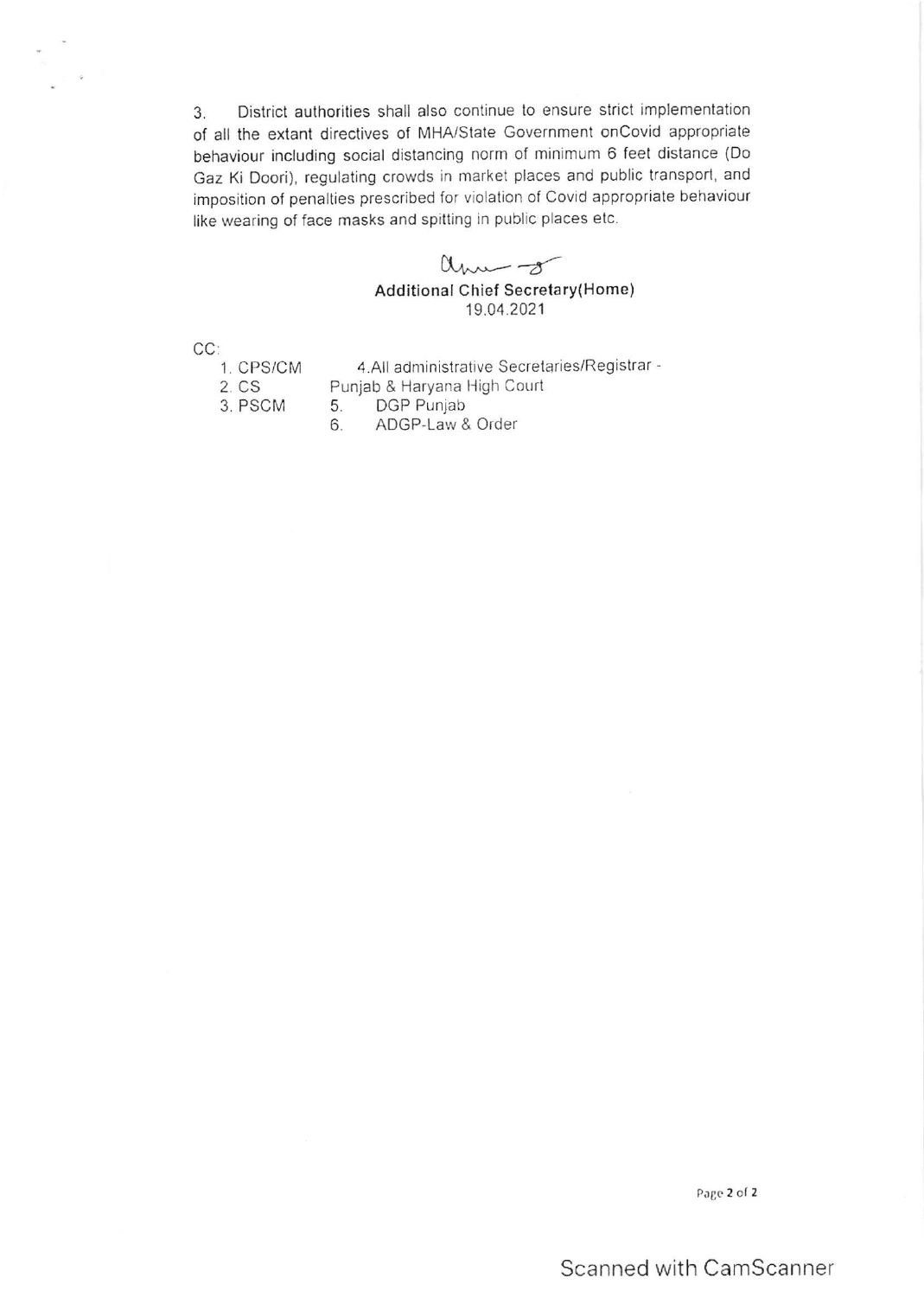3. District authorities shall also continue to ensure strict implementation of all the extant directives of MHA/State Government onCovid appropriate behaviour including social distancing norm of minimum 6 feet distance (Do Gaz Ki Doori), regulating crowds in market places and public transport, and imposition of penalties prescribed for violation of Covid appropriate behaviour like wearing of face masks and spitting in public places etc.

**Additional Chief Secretary(Home)**
19.04.2021

CC:

1. CPS/CM
2. CS
3. PSCM
4. All administrative Secretaries/Registrar - Punjab & Haryana High Court
5. DGP Punjab
6. ADGP-Law & Order

Scanned with CamScanner